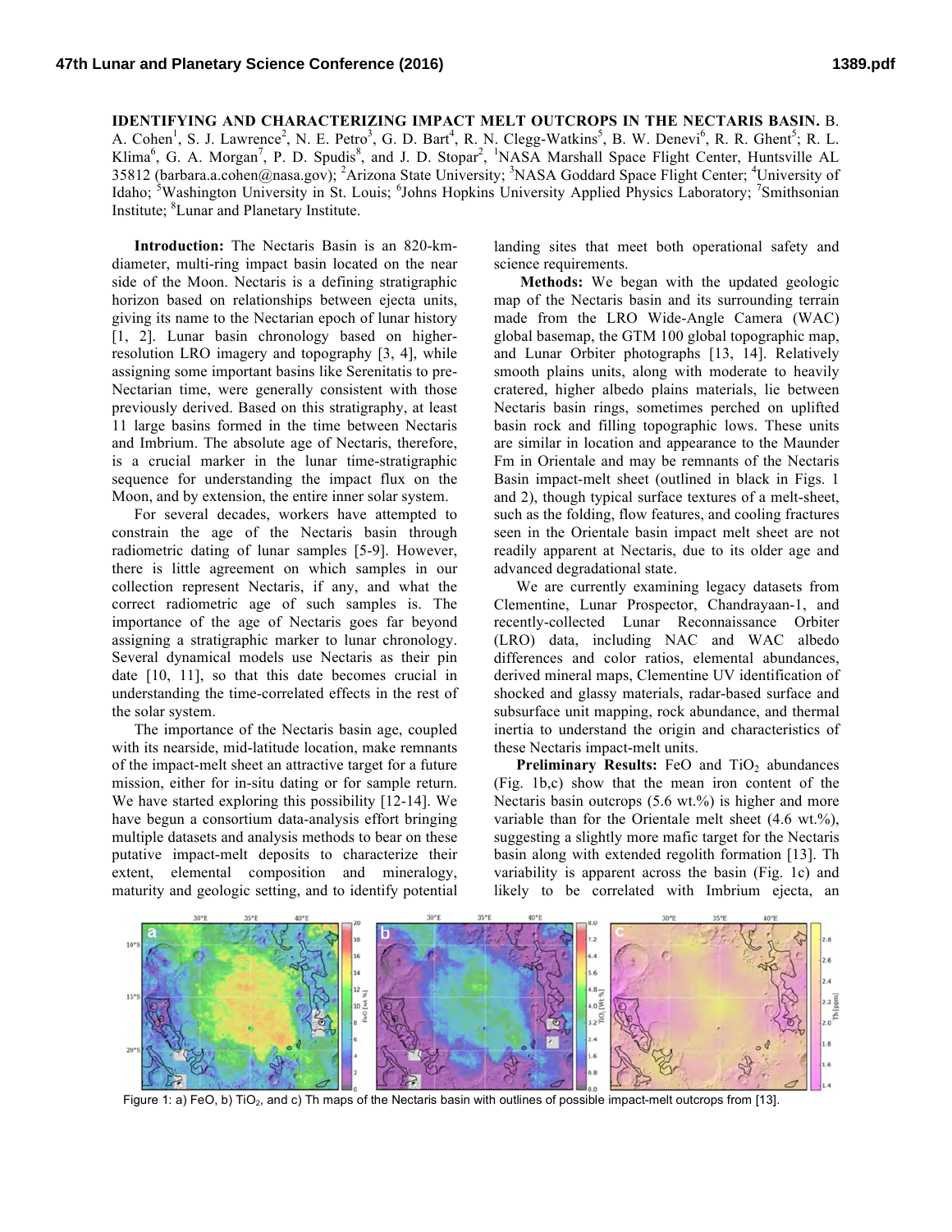**IDENTIFYING AND CHARACTERIZING IMPACT MELT OUTCROPS IN THE NECTARIS BASIN.** B. A. Cohen[1], S. J. Lawrence[2], N. E. Petro[3], G. D. Bart[4], R. N. Clegg-Watkins[5], B. W. Denevi[6], R. R. Ghent[5]; R. L. Klima[6], G. A. Morgan[7], P. D. Spudis[8], and J. D. Stopar[2], [1]NASA Marshall Space Flight Center, Huntsville AL 35812 (barbara.a.cohen@nasa.gov); [2]Arizona State University; [3]NASA Goddard Space Flight Center; [4]University of Idaho; [5]Washington University in St. Louis; [6]Johns Hopkins University Applied Physics Laboratory; [7]Smithsonian Institute; [8]Lunar and Planetary Institute.

**Introduction:** The Nectaris Basin is an 820-km-diameter, multi-ring impact basin located on the near side of the Moon. Nectaris is a defining stratigraphic horizon based on relationships between ejecta units, giving its name to the Nectarian epoch of lunar history [1, 2]. Lunar basin chronology based on higher-resolution LRO imagery and topography [3, 4], while assigning some important basins like Serenitatis to pre-Nectarian time, were generally consistent with those previously derived. Based on this stratigraphy, at least 11 large basins formed in the time between Nectaris and Imbrium. The absolute age of Nectaris, therefore, is a crucial marker in the lunar time-stratigraphic sequence for understanding the impact flux on the Moon, and by extension, the entire inner solar system.

For several decades, workers have attempted to constrain the age of the Nectaris basin through radiometric dating of lunar samples [5-9]. However, there is little agreement on which samples in our collection represent Nectaris, if any, and what the correct radiometric age of such samples is. The importance of the age of Nectaris goes far beyond assigning a stratigraphic marker to lunar chronology. Several dynamical models use Nectaris as their pin date [10, 11], so that this date becomes crucial in understanding the time-correlated effects in the rest of the solar system.

The importance of the Nectaris basin age, coupled with its nearside, mid-latitude location, make remnants of the impact-melt sheet an attractive target for a future mission, either for in-situ dating or for sample return. We have started exploring this possibility [12-14]. We have begun a consortium data-analysis effort bringing multiple datasets and analysis methods to bear on these putative impact-melt deposits to characterize their extent, elemental composition and mineralogy, maturity and geologic setting, and to identify potential landing sites that meet both operational safety and science requirements.

**Methods:** We began with the updated geologic map of the Nectaris basin and its surrounding terrain made from the LRO Wide-Angle Camera (WAC) global basemap, the GTM 100 global topographic map, and Lunar Orbiter photographs [13, 14]. Relatively smooth plains units, along with moderate to heavily cratered, higher albedo plains materials, lie between Nectaris basin rings, sometimes perched on uplifted basin rock and filling topographic lows. These units are similar in location and appearance to the Maunder Fm in Orientale and may be remnants of the Nectaris Basin impact-melt sheet (outlined in black in Figs. 1 and 2), though typical surface textures of a melt-sheet, such as the folding, flow features, and cooling fractures seen in the Orientale basin impact melt sheet are not readily apparent at Nectaris, due to its older age and advanced degradational state.

We are currently examining legacy datasets from Clementine, Lunar Prospector, Chandrayaan-1, and recently-collected Lunar Reconnaissance Orbiter (LRO) data, including NAC and WAC albedo differences and color ratios, elemental abundances, derived mineral maps, Clementine UV identification of shocked and glassy materials, radar-based surface and subsurface unit mapping, rock abundance, and thermal inertia to understand the origin and characteristics of these Nectaris impact-melt units.

**Preliminary Results:** FeO and $TiO_2$ abundances (Fig. 1b,c) show that the mean iron content of the Nectaris basin outcrops (5.6 wt.%) is higher and more variable than for the Orientale melt sheet (4.6 wt.%), suggesting a slightly more mafic target for the Nectaris basin along with extended regolith formation [13]. Th variability is apparent across the basin (Fig. 1c) and likely to be correlated with Imbrium ejecta, an

Figure 1: a) FeO, b) $TiO_2$, and c) Th maps of the Nectaris basin with outlines of possible impact-melt outcrops from [13].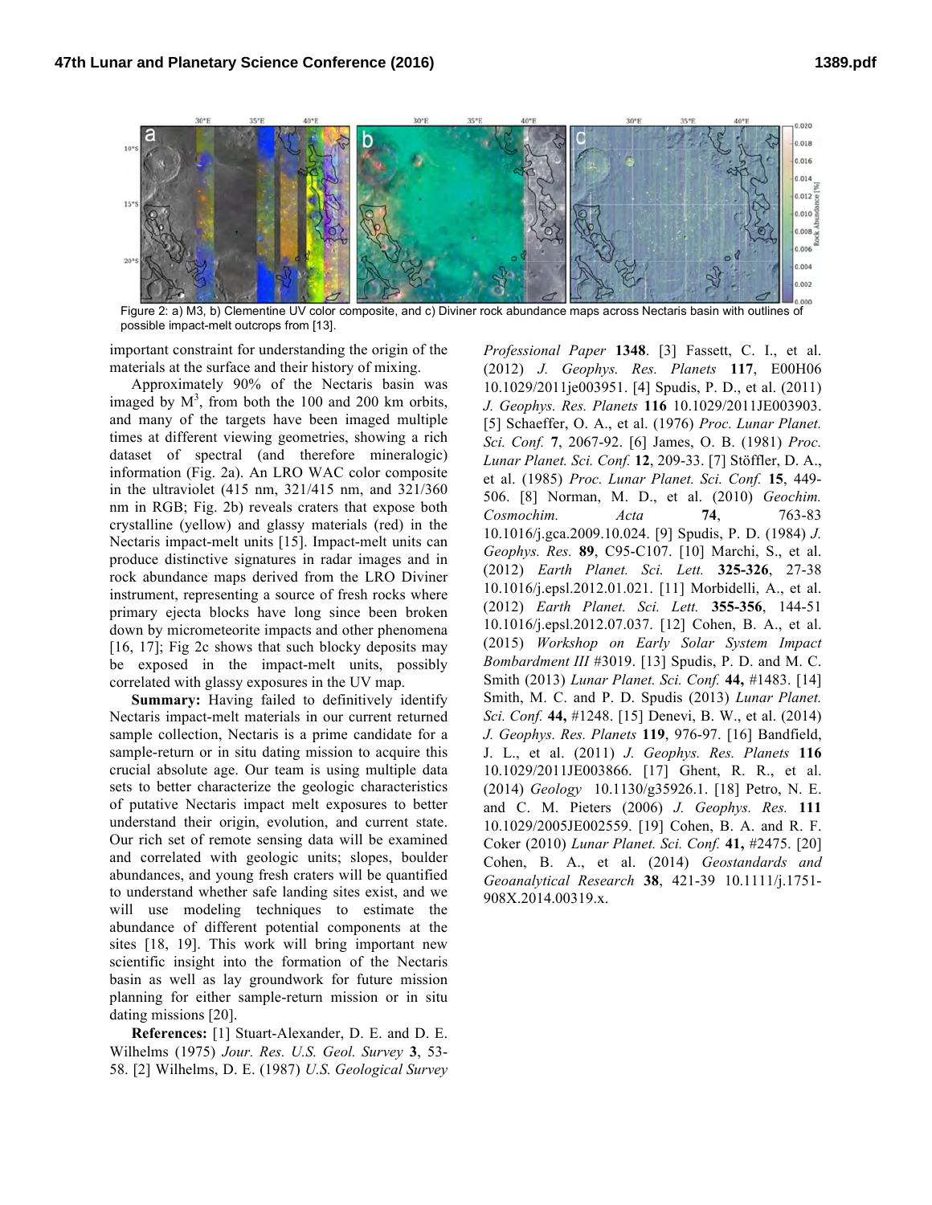Figure 2: a) M3, b) Clementine UV color composite, and c) Diviner rock abundance maps across Nectaris basin with outlines of possible impact-melt outcrops from [13].

important constraint for understanding the origin of the materials at the surface and their history of mixing.

Approximately 90% of the Nectaris basin was imaged by M[3], from both the 100 and 200 km orbits, and many of the targets have been imaged multiple times at different viewing geometries, showing a rich dataset of spectral (and therefore mineralogic) information (Fig. 2a). An LRO WAC color composite in the ultraviolet (415 nm, 321/415 nm, and 321/360 nm in RGB; Fig. 2b) reveals craters that expose both crystalline (yellow) and glassy materials (red) in the Nectaris impact-melt units [15]. Impact-melt units can produce distinctive signatures in radar images and in rock abundance maps derived from the LRO Diviner instrument, representing a source of fresh rocks where primary ejecta blocks have long since been broken down by micrometeorite impacts and other phenomena [16, 17]; Fig 2c shows that such blocky deposits may be exposed in the impact-melt units, possibly correlated with glassy exposures in the UV map.

**Summary:** Having failed to definitively identify Nectaris impact-melt materials in our current returned sample collection, Nectaris is a prime candidate for a sample-return or in situ dating mission to acquire this crucial absolute age. Our team is using multiple data sets to better characterize the geologic characteristics of putative Nectaris impact melt exposures to better understand their origin, evolution, and current state. Our rich set of remote sensing data will be examined and correlated with geologic units; slopes, boulder abundances, and young fresh craters will be quantified to understand whether safe landing sites exist, and we will use modeling techniques to estimate the abundance of different potential components at the sites [18, 19]. This work will bring important new scientific insight into the formation of the Nectaris basin as well as lay groundwork for future mission planning for either sample-return mission or in situ dating missions [20].

**References:** [1] Stuart-Alexander, D. E. and D. E. Wilhelms (1975) *Jour. Res. U.S. Geol. Survey* **3**, 53-58. [2] Wilhelms, D. E. (1987) *U.S. Geological Survey Professional Paper* **1348**. [3] Fassett, C. I., et al. (2012) *J. Geophys. Res. Planets* **117**, E00H06 10.1029/2011je003951. [4] Spudis, P. D., et al. (2011) *J. Geophys. Res. Planets* **116** 10.1029/2011JE003903. [5] Schaeffer, O. A., et al. (1976) *Proc. Lunar Planet. Sci. Conf.* **7**, 2067-92. [6] James, O. B. (1981) *Proc. Lunar Planet. Sci. Conf.* **12**, 209-33. [7] Stöffler, D. A., et al. (1985) *Proc. Lunar Planet. Sci. Conf.* **15**, 449-506. [8] Norman, M. D., et al. (2010) *Geochim. Cosmochim. Acta* **74**, 763-83 10.1016/j.gca.2009.10.024. [9] Spudis, P. D. (1984) *J. Geophys. Res.* **89**, C95-C107. [10] Marchi, S., et al. (2012) *Earth Planet. Sci. Lett.* **325-326**, 27-38 10.1016/j.epsl.2012.01.021. [11] Morbidelli, A., et al. (2012) *Earth Planet. Sci. Lett.* **355-356**, 144-51 10.1016/j.epsl.2012.07.037. [12] Cohen, B. A., et al. (2015) *Workshop on Early Solar System Impact Bombardment III* #3019. [13] Spudis, P. D. and M. C. Smith (2013) *Lunar Planet. Sci. Conf.* **44,** #1483. [14] Smith, M. C. and P. D. Spudis (2013) *Lunar Planet. Sci. Conf.* **44,** #1248. [15] Denevi, B. W., et al. (2014) *J. Geophys. Res. Planets* **119**, 976-97. [16] Bandfield, J. L., et al. (2011) *J. Geophys. Res. Planets* **116** 10.1029/2011JE003866. [17] Ghent, R. R., et al. (2014) *Geology* 10.1130/g35926.1. [18] Petro, N. E. and C. M. Pieters (2006) *J. Geophys. Res.* **111** 10.1029/2005JE002559. [19] Cohen, B. A. and R. F. Coker (2010) *Lunar Planet. Sci. Conf.* **41,** #2475. [20] Cohen, B. A., et al. (2014) *Geostandards and Geoanalytical Research* **38**, 421-39 10.1111/j.1751-908X.2014.00319.x.